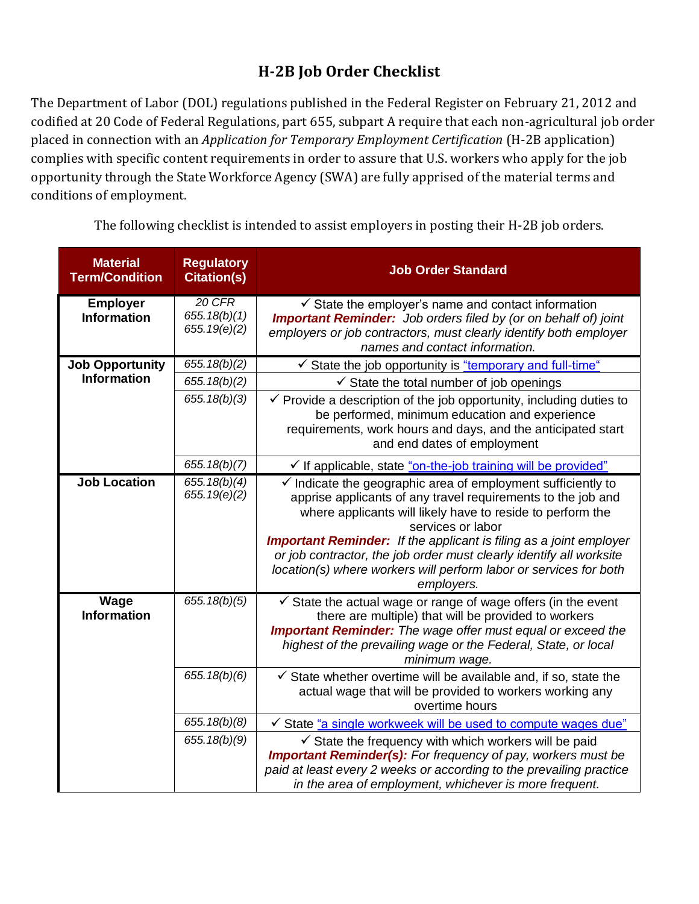# H-2B Job Order Checklist

The Department of Labor (DOL) regulations published in the Federal Register on February 21, 2012 and codified at 20 Code of Federal Regulations, part 655, subpart A require that each non-agricultural job order placed in connection with an *Application for Temporary Employment Certification* (H-2B application) complies with specific content requirements in order to assure that U.S. workers who apply for the job opportunity through the State Workforce Agency (SWA) are fully apprised of the material terms and conditions of employment.

The following checklist is intended to assist employers in posting their H-2B job orders.

| Material Term/Condition | Regulatory Citation(s) | Job Order Standard |
|---|---|---|
| **Employer Information** | *20 CFR 655.18(b)(1) 655.19(e)(2)* | ✓ State the employer's name and contact information<br>***Important Reminder:*** *Job orders filed by (or on behalf of) joint employers or job contractors, must clearly identify both employer names and contact information.* |
| **Job Opportunity Information** | *655.18(b)(2)* | ✓ State the job opportunity is "temporary and full-time" |
| | *655.18(b)(2)* | ✓ State the total number of job openings |
| | *655.18(b)(3)* | ✓ Provide a description of the job opportunity, including duties to be performed, minimum education and experience requirements, work hours and days, and the anticipated start and end dates of employment |
| | *655.18(b)(7)* | ✓ If applicable, state "on-the-job training will be provided" |
| **Job Location** | *655.18(b)(4) 655.19(e)(2)* | ✓ Indicate the geographic area of employment sufficiently to apprise applicants of any travel requirements to the job and where applicants will likely have to reside to perform the services or labor<br>***Important Reminder:*** *If the applicant is filing as a joint employer or job contractor, the job order must clearly identify all worksite location(s) where workers will perform labor or services for both employers.* |
| **Wage Information** | *655.18(b)(5)* | ✓ State the actual wage or range of wage offers (in the event there are multiple) that will be provided to workers<br>***Important Reminder:*** *The wage offer must equal or exceed the highest of the prevailing wage or the Federal, State, or local minimum wage.* |
| | *655.18(b)(6)* | ✓ State whether overtime will be available and, if so, state the actual wage that will be provided to workers working any overtime hours |
| | *655.18(b)(8)* | ✓ State "a single workweek will be used to compute wages due" |
| | *655.18(b)(9)* | ✓ State the frequency with which workers will be paid<br>***Important Reminder(s):*** *For frequency of pay, workers must be paid at least every 2 weeks or according to the prevailing practice in the area of employment, whichever is more frequent.* |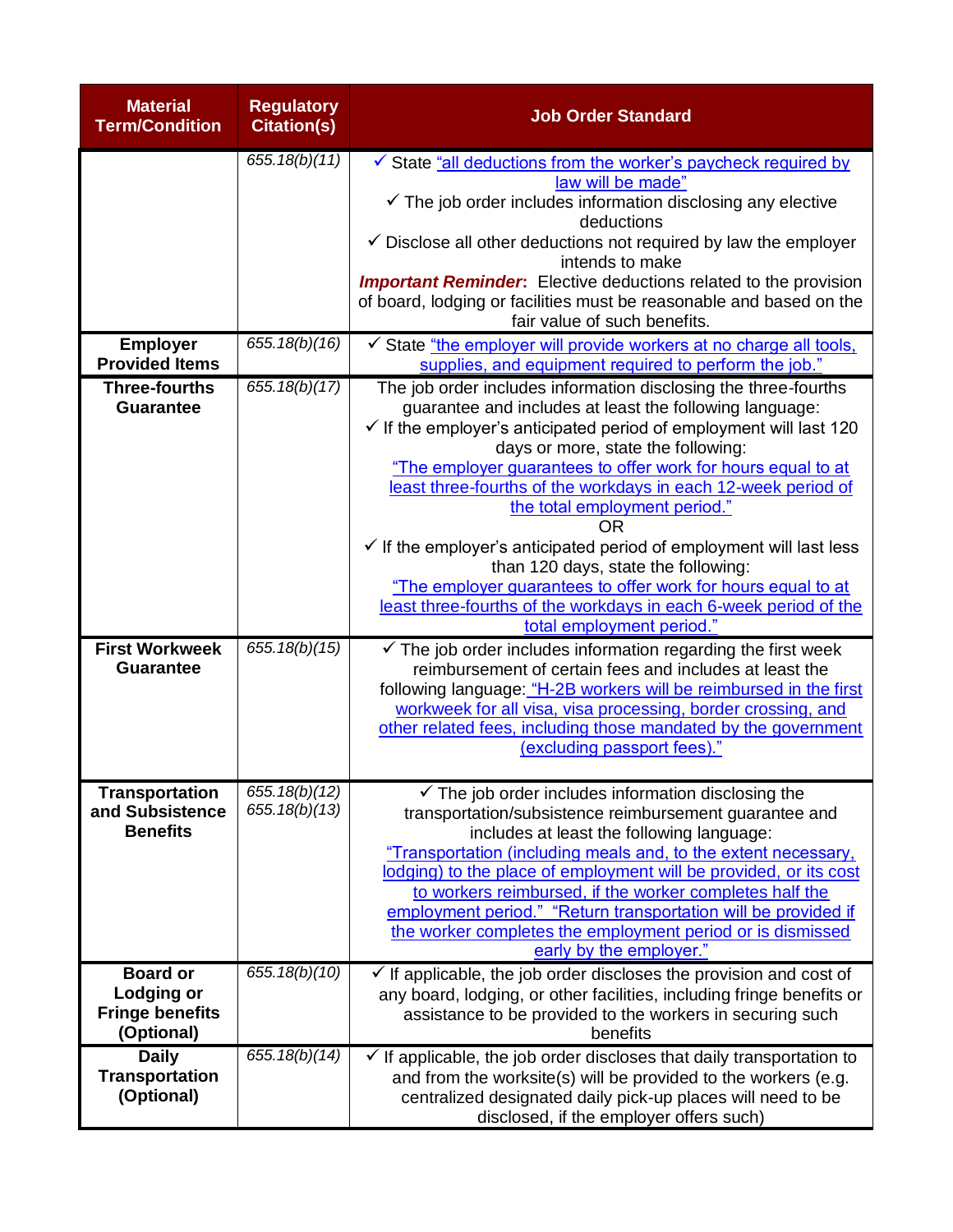| Material Term/Condition | Regulatory Citation(s) | Job Order Standard |
|---|---|---|
| | 655.18(b)(11) | ✓ State "all deductions from the worker's paycheck required by law will be made"<br>✓ The job order includes information disclosing any elective deductions<br>✓ Disclose all other deductions not required by law the employer intends to make<br>***Important Reminder*:** Elective deductions related to the provision of board, lodging or facilities must be reasonable and based on the fair value of such benefits. |
| **Employer Provided Items** | 655.18(b)(16) | ✓ State "the employer will provide workers at no charge all tools, supplies, and equipment required to perform the job." |
| **Three-fourths Guarantee** | 655.18(b)(17) | The job order includes information disclosing the three-fourths guarantee and includes at least the following language:<br>✓ If the employer's anticipated period of employment will last 120 days or more, state the following:<br>"The employer guarantees to offer work for hours equal to at least three-fourths of the workdays in each 12-week period of the total employment period."<br>OR<br>✓ If the employer's anticipated period of employment will last less than 120 days, state the following:<br>"The employer guarantees to offer work for hours equal to at least three-fourths of the workdays in each 6-week period of the total employment period." |
| **First Workweek Guarantee** | 655.18(b)(15) | ✓ The job order includes information regarding the first week reimbursement of certain fees and includes at least the following language: "H-2B workers will be reimbursed in the first workweek for all visa, visa processing, border crossing, and other related fees, including those mandated by the government (excluding passport fees)." |
| **Transportation and Subsistence Benefits** | 655.18(b)(12)<br>655.18(b)(13) | ✓ The job order includes information disclosing the transportation/subsistence reimbursement guarantee and includes at least the following language:<br>"Transportation (including meals and, to the extent necessary, lodging) to the place of employment will be provided, or its cost to workers reimbursed, if the worker completes half the employment period." "Return transportation will be provided if the worker completes the employment period or is dismissed early by the employer." |
| **Board or Lodging or Fringe benefits (Optional)** | 655.18(b)(10) | ✓ If applicable, the job order discloses the provision and cost of any board, lodging, or other facilities, including fringe benefits or assistance to be provided to the workers in securing such benefits |
| **Daily Transportation (Optional)** | 655.18(b)(14) | ✓ If applicable, the job order discloses that daily transportation to and from the worksite(s) will be provided to the workers (e.g. centralized designated daily pick-up places will need to be disclosed, if the employer offers such) |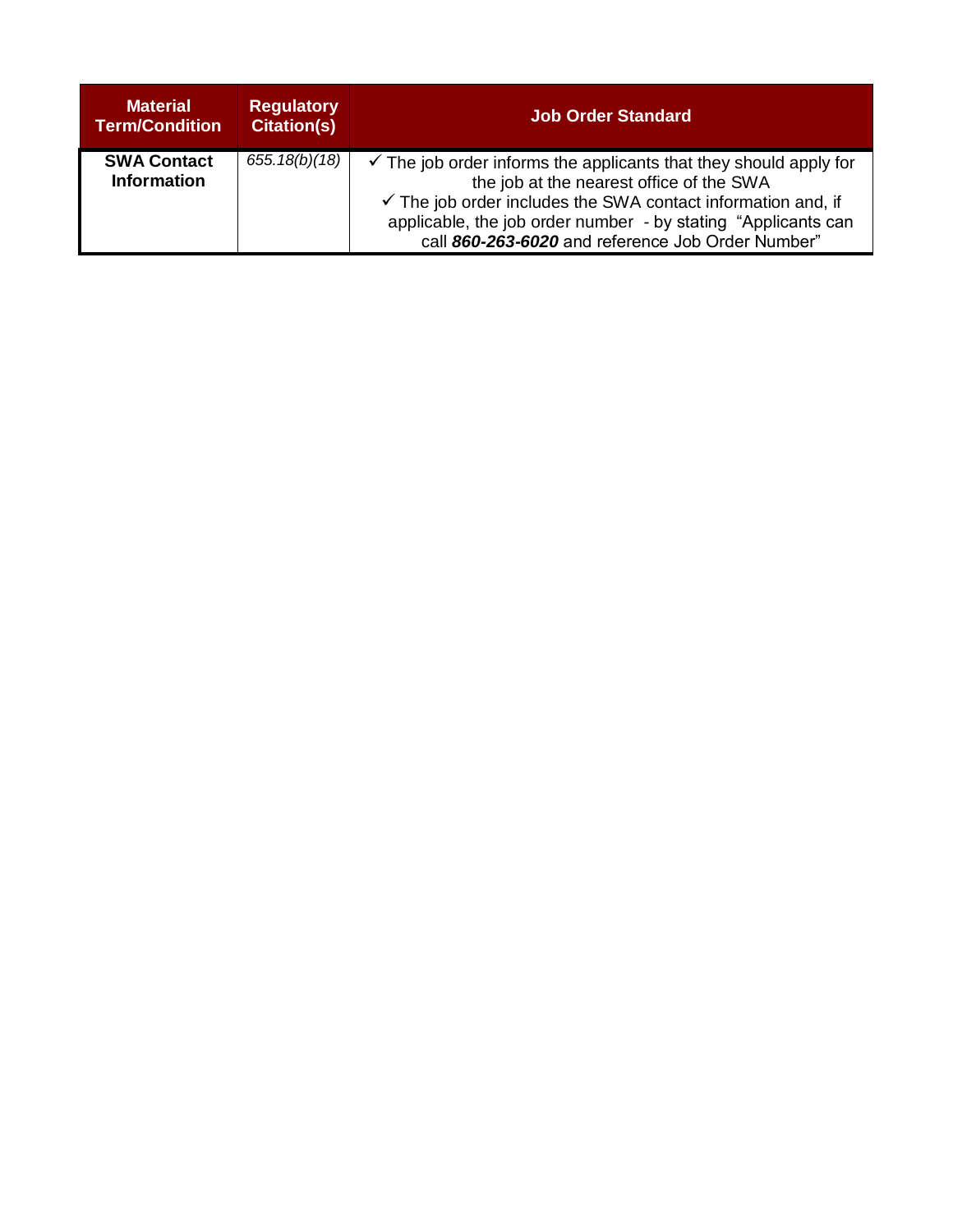| Material Term/Condition | Regulatory Citation(s) | Job Order Standard |
|---|---|---|
| **SWA Contact Information** | *655.18(b)(18)* | ✓ The job order informs the applicants that they should apply for the job at the nearest office of the SWA<br>✓ The job order includes the SWA contact information and, if applicable, the job order number - by stating "Applicants can call ***860-263-6020*** and reference Job Order Number" |